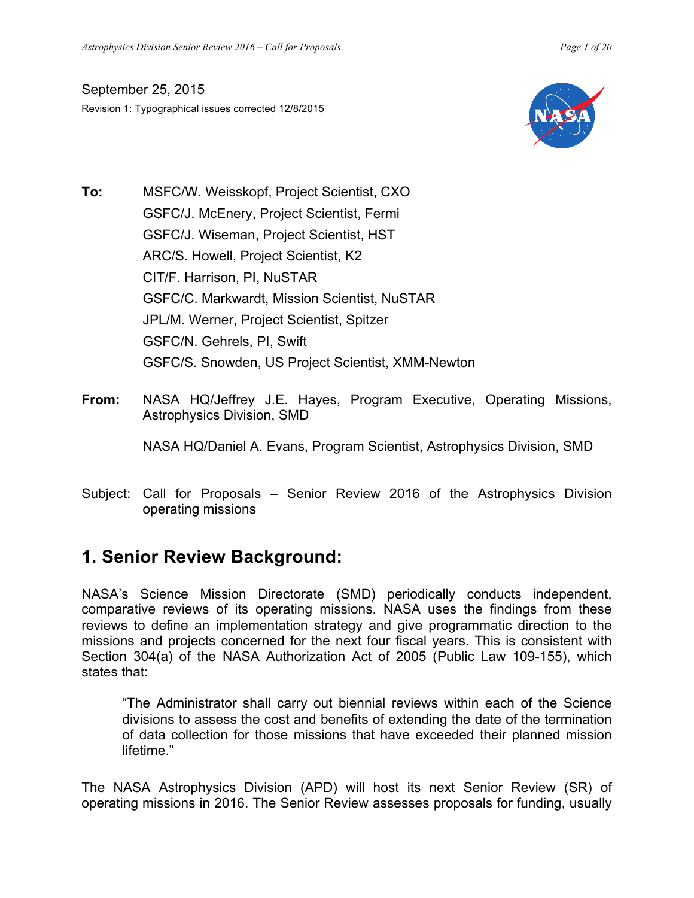September 25, 2015

Revision 1: Typographical issues corrected 12/8/2015

**To:** MSFC/W. Weisskopf, Project Scientist, CXO
GSFC/J. McEnery, Project Scientist, Fermi
GSFC/J. Wiseman, Project Scientist, HST
ARC/S. Howell, Project Scientist, K2
CIT/F. Harrison, PI, NuSTAR
GSFC/C. Markwardt, Mission Scientist, NuSTAR
JPL/M. Werner, Project Scientist, Spitzer
GSFC/N. Gehrels, PI, Swift
GSFC/S. Snowden, US Project Scientist, XMM-Newton

**From:** NASA HQ/Jeffrey J.E. Hayes, Program Executive, Operating Missions, Astrophysics Division, SMD

NASA HQ/Daniel A. Evans, Program Scientist, Astrophysics Division, SMD

Subject: Call for Proposals – Senior Review 2016 of the Astrophysics Division operating missions

## 1. Senior Review Background:

NASA's Science Mission Directorate (SMD) periodically conducts independent, comparative reviews of its operating missions. NASA uses the findings from these reviews to define an implementation strategy and give programmatic direction to the missions and projects concerned for the next four fiscal years. This is consistent with Section 304(a) of the NASA Authorization Act of 2005 (Public Law 109-155), which states that:

> "The Administrator shall carry out biennial reviews within each of the Science divisions to assess the cost and benefits of extending the date of the termination of data collection for those missions that have exceeded their planned mission lifetime."

The NASA Astrophysics Division (APD) will host its next Senior Review (SR) of operating missions in 2016. The Senior Review assesses proposals for funding, usually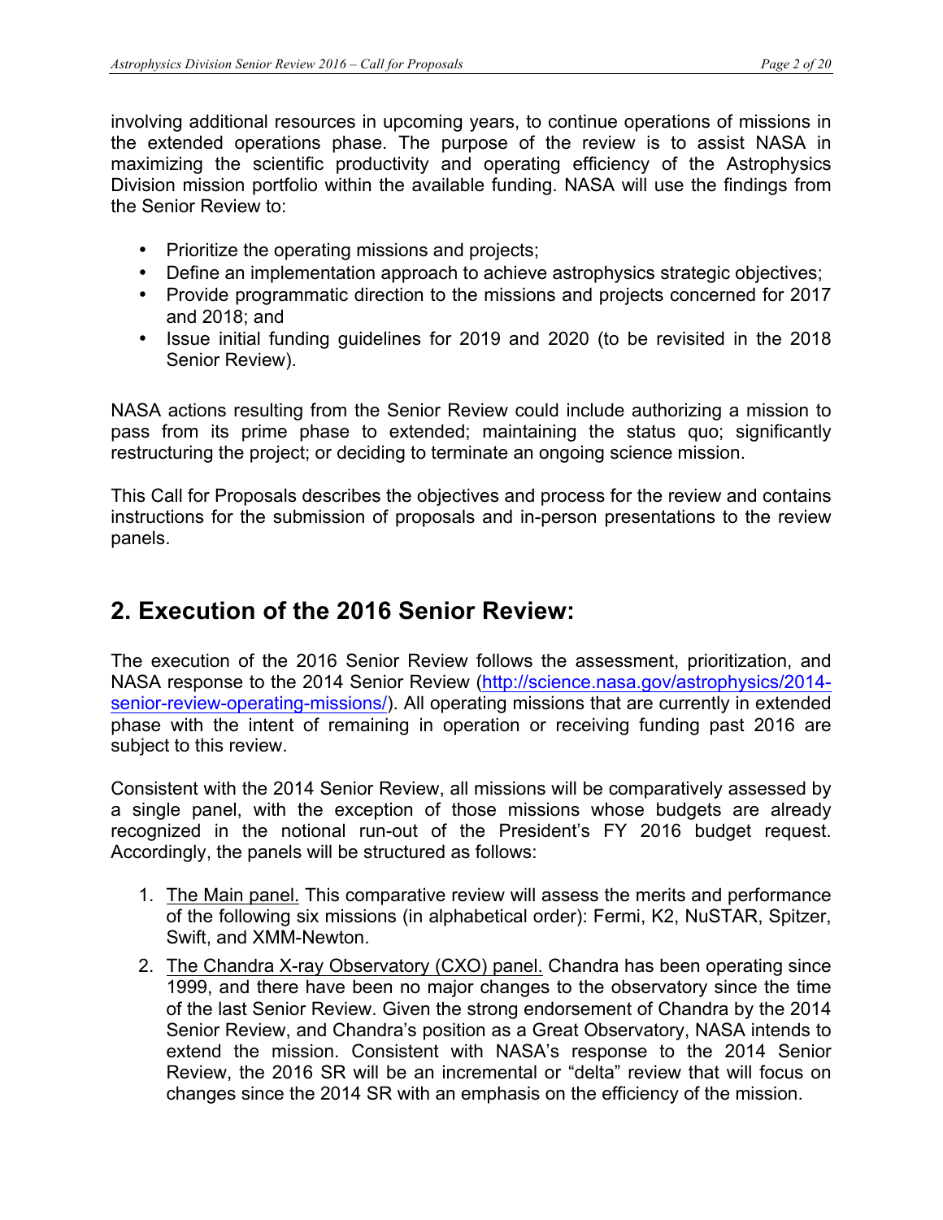involving additional resources in upcoming years, to continue operations of missions in the extended operations phase. The purpose of the review is to assist NASA in maximizing the scientific productivity and operating efficiency of the Astrophysics Division mission portfolio within the available funding. NASA will use the findings from the Senior Review to:

- Prioritize the operating missions and projects;
- Define an implementation approach to achieve astrophysics strategic objectives;
- Provide programmatic direction to the missions and projects concerned for 2017 and 2018; and
- Issue initial funding guidelines for 2019 and 2020 (to be revisited in the 2018 Senior Review).

NASA actions resulting from the Senior Review could include authorizing a mission to pass from its prime phase to extended; maintaining the status quo; significantly restructuring the project; or deciding to terminate an ongoing science mission.

This Call for Proposals describes the objectives and process for the review and contains instructions for the submission of proposals and in-person presentations to the review panels.

## 2. Execution of the 2016 Senior Review:

The execution of the 2016 Senior Review follows the assessment, prioritization, and NASA response to the 2014 Senior Review (http://science.nasa.gov/astrophysics/2014-senior-review-operating-missions/). All operating missions that are currently in extended phase with the intent of remaining in operation or receiving funding past 2016 are subject to this review.

Consistent with the 2014 Senior Review, all missions will be comparatively assessed by a single panel, with the exception of those missions whose budgets are already recognized in the notional run-out of the President's FY 2016 budget request. Accordingly, the panels will be structured as follows:

1. The Main panel. This comparative review will assess the merits and performance of the following six missions (in alphabetical order): Fermi, K2, NuSTAR, Spitzer, Swift, and XMM-Newton.
2. The Chandra X-ray Observatory (CXO) panel. Chandra has been operating since 1999, and there have been no major changes to the observatory since the time of the last Senior Review. Given the strong endorsement of Chandra by the 2014 Senior Review, and Chandra's position as a Great Observatory, NASA intends to extend the mission. Consistent with NASA's response to the 2014 Senior Review, the 2016 SR will be an incremental or "delta" review that will focus on changes since the 2014 SR with an emphasis on the efficiency of the mission.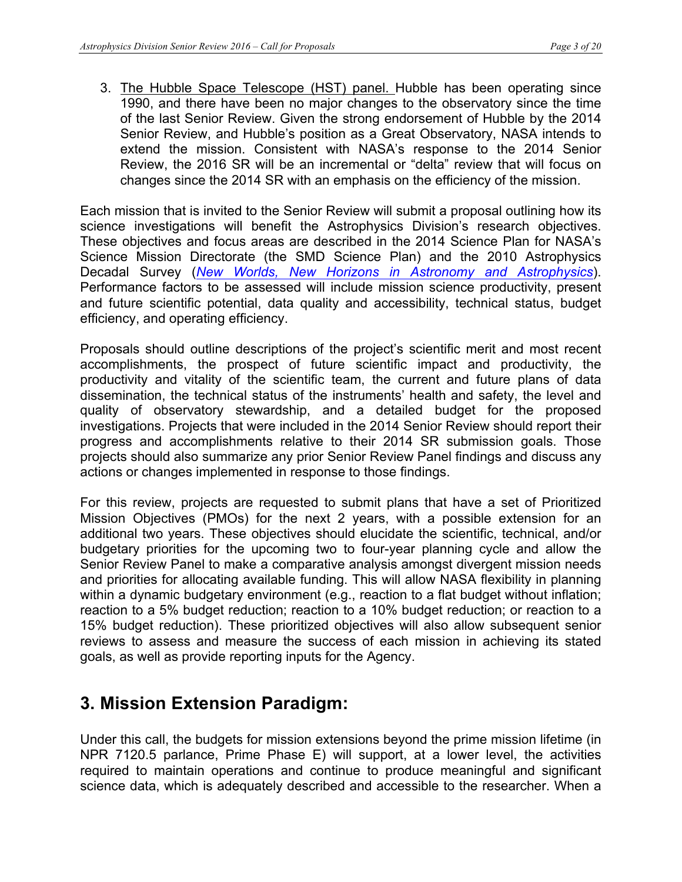3. <u>The Hubble Space Telescope (HST) panel.</u> Hubble has been operating since 1990, and there have been no major changes to the observatory since the time of the last Senior Review. Given the strong endorsement of Hubble by the 2014 Senior Review, and Hubble's position as a Great Observatory, NASA intends to extend the mission. Consistent with NASA's response to the 2014 Senior Review, the 2016 SR will be an incremental or "delta" review that will focus on changes since the 2014 SR with an emphasis on the efficiency of the mission.

Each mission that is invited to the Senior Review will submit a proposal outlining how its science investigations will benefit the Astrophysics Division's research objectives. These objectives and focus areas are described in the 2014 Science Plan for NASA's Science Mission Directorate (the SMD Science Plan) and the 2010 Astrophysics Decadal Survey (*New Worlds, New Horizons in Astronomy and Astrophysics*). Performance factors to be assessed will include mission science productivity, present and future scientific potential, data quality and accessibility, technical status, budget efficiency, and operating efficiency.

Proposals should outline descriptions of the project's scientific merit and most recent accomplishments, the prospect of future scientific impact and productivity, the productivity and vitality of the scientific team, the current and future plans of data dissemination, the technical status of the instruments' health and safety, the level and quality of observatory stewardship, and a detailed budget for the proposed investigations. Projects that were included in the 2014 Senior Review should report their progress and accomplishments relative to their 2014 SR submission goals. Those projects should also summarize any prior Senior Review Panel findings and discuss any actions or changes implemented in response to those findings.

For this review, projects are requested to submit plans that have a set of Prioritized Mission Objectives (PMOs) for the next 2 years, with a possible extension for an additional two years. These objectives should elucidate the scientific, technical, and/or budgetary priorities for the upcoming two to four-year planning cycle and allow the Senior Review Panel to make a comparative analysis amongst divergent mission needs and priorities for allocating available funding. This will allow NASA flexibility in planning within a dynamic budgetary environment (e.g., reaction to a flat budget without inflation; reaction to a 5% budget reduction; reaction to a 10% budget reduction; or reaction to a 15% budget reduction). These prioritized objectives will also allow subsequent senior reviews to assess and measure the success of each mission in achieving its stated goals, as well as provide reporting inputs for the Agency.

## 3. Mission Extension Paradigm:

Under this call, the budgets for mission extensions beyond the prime mission lifetime (in NPR 7120.5 parlance, Prime Phase E) will support, at a lower level, the activities required to maintain operations and continue to produce meaningful and significant science data, which is adequately described and accessible to the researcher. When a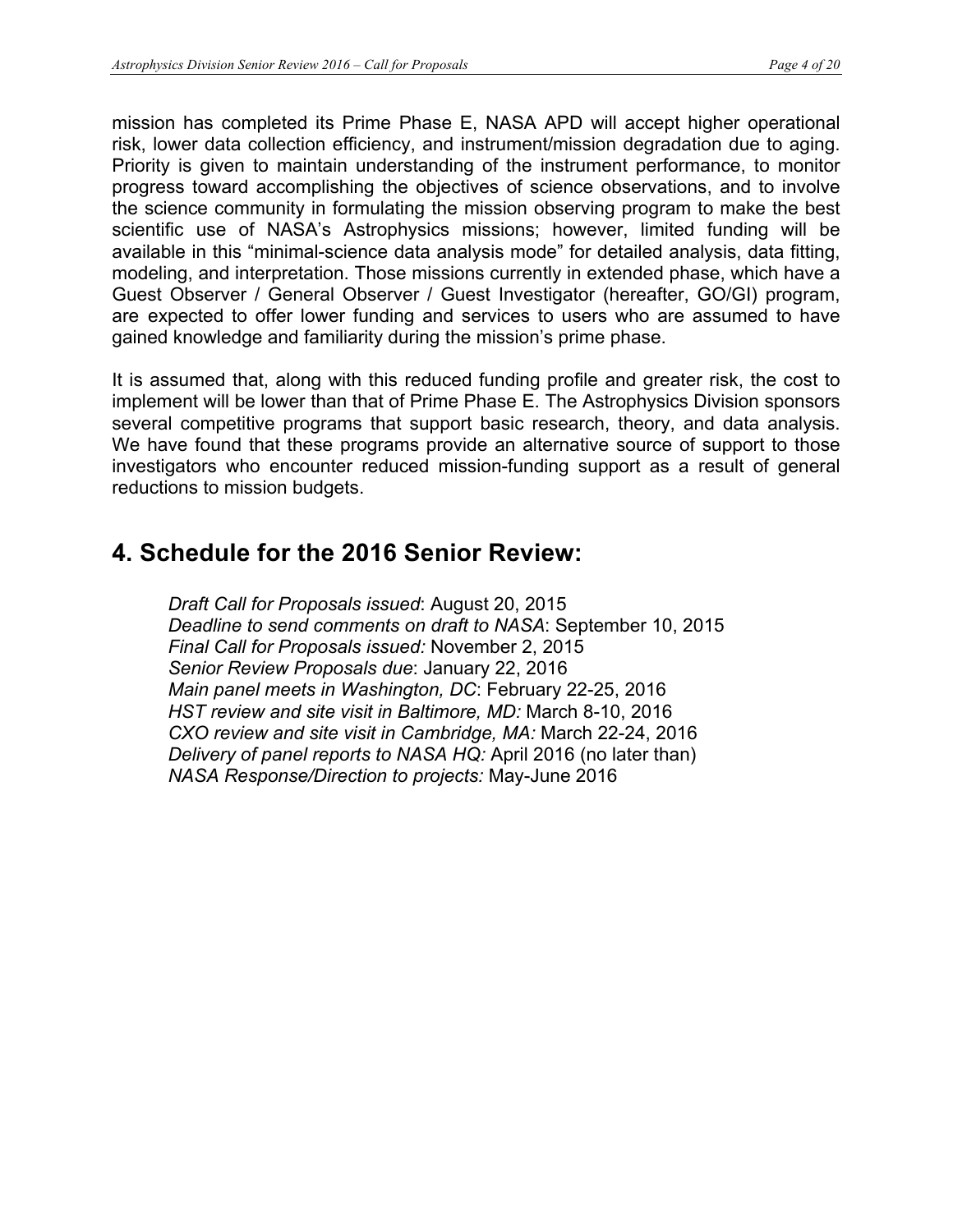mission has completed its Prime Phase E, NASA APD will accept higher operational risk, lower data collection efficiency, and instrument/mission degradation due to aging. Priority is given to maintain understanding of the instrument performance, to monitor progress toward accomplishing the objectives of science observations, and to involve the science community in formulating the mission observing program to make the best scientific use of NASA's Astrophysics missions; however, limited funding will be available in this "minimal-science data analysis mode" for detailed analysis, data fitting, modeling, and interpretation. Those missions currently in extended phase, which have a Guest Observer / General Observer / Guest Investigator (hereafter, GO/GI) program, are expected to offer lower funding and services to users who are assumed to have gained knowledge and familiarity during the mission's prime phase.

It is assumed that, along with this reduced funding profile and greater risk, the cost to implement will be lower than that of Prime Phase E. The Astrophysics Division sponsors several competitive programs that support basic research, theory, and data analysis. We have found that these programs provide an alternative source of support to those investigators who encounter reduced mission-funding support as a result of general reductions to mission budgets.

# 4. Schedule for the 2016 Senior Review:

*Draft Call for Proposals issued*: August 20, 2015
*Deadline to send comments on draft to NASA*: September 10, 2015
*Final Call for Proposals issued:* November 2, 2015
*Senior Review Proposals due*: January 22, 2016
*Main panel meets in Washington, DC*: February 22-25, 2016
*HST review and site visit in Baltimore, MD:* March 8-10, 2016
*CXO review and site visit in Cambridge, MA:* March 22-24, 2016
*Delivery of panel reports to NASA HQ:* April 2016 (no later than)
*NASA Response/Direction to projects:* May-June 2016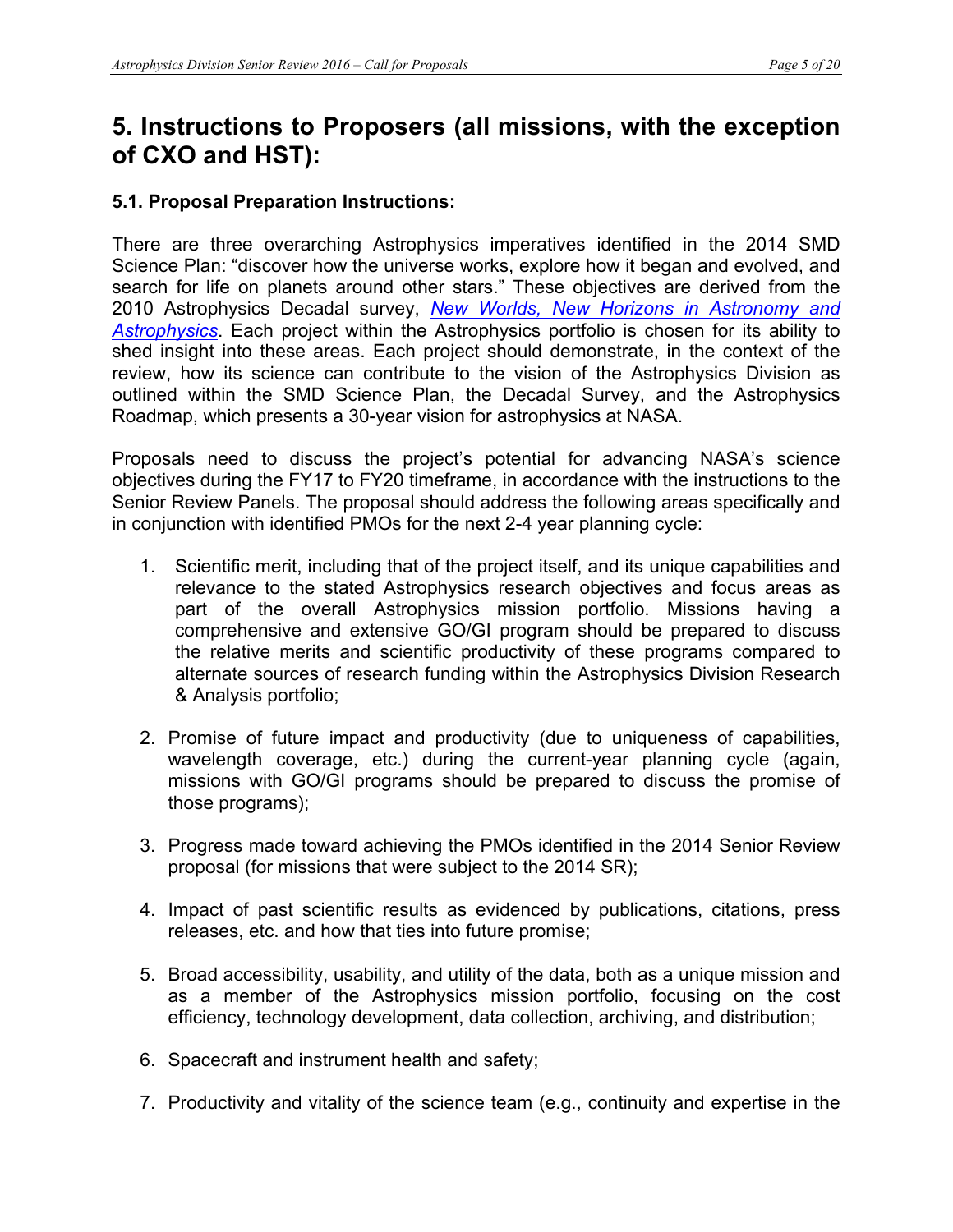# 5. Instructions to Proposers (all missions, with the exception of CXO and HST):

### 5.1. Proposal Preparation Instructions:

There are three overarching Astrophysics imperatives identified in the 2014 SMD Science Plan: "discover how the universe works, explore how it began and evolved, and search for life on planets around other stars." These objectives are derived from the 2010 Astrophysics Decadal survey, *New Worlds, New Horizons in Astronomy and Astrophysics*. Each project within the Astrophysics portfolio is chosen for its ability to shed insight into these areas. Each project should demonstrate, in the context of the review, how its science can contribute to the vision of the Astrophysics Division as outlined within the SMD Science Plan, the Decadal Survey, and the Astrophysics Roadmap, which presents a 30-year vision for astrophysics at NASA.

Proposals need to discuss the project's potential for advancing NASA's science objectives during the FY17 to FY20 timeframe, in accordance with the instructions to the Senior Review Panels. The proposal should address the following areas specifically and in conjunction with identified PMOs for the next 2-4 year planning cycle:

1. Scientific merit, including that of the project itself, and its unique capabilities and relevance to the stated Astrophysics research objectives and focus areas as part of the overall Astrophysics mission portfolio. Missions having a comprehensive and extensive GO/GI program should be prepared to discuss the relative merits and scientific productivity of these programs compared to alternate sources of research funding within the Astrophysics Division Research & Analysis portfolio;

2. Promise of future impact and productivity (due to uniqueness of capabilities, wavelength coverage, etc.) during the current-year planning cycle (again, missions with GO/GI programs should be prepared to discuss the promise of those programs);

3. Progress made toward achieving the PMOs identified in the 2014 Senior Review proposal (for missions that were subject to the 2014 SR);

4. Impact of past scientific results as evidenced by publications, citations, press releases, etc. and how that ties into future promise;

5. Broad accessibility, usability, and utility of the data, both as a unique mission and as a member of the Astrophysics mission portfolio, focusing on the cost efficiency, technology development, data collection, archiving, and distribution;

6. Spacecraft and instrument health and safety;

7. Productivity and vitality of the science team (e.g., continuity and expertise in the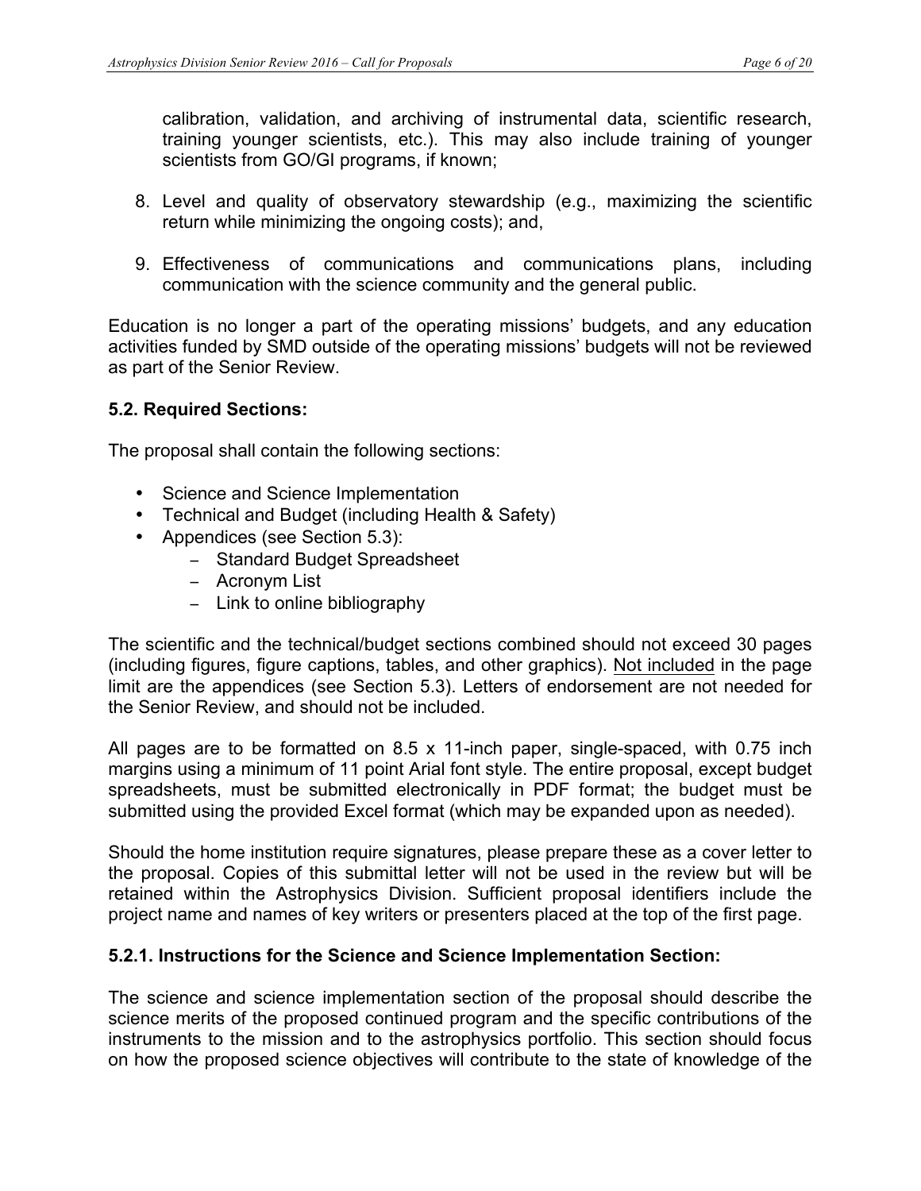calibration, validation, and archiving of instrumental data, scientific research, training younger scientists, etc.). This may also include training of younger scientists from GO/GI programs, if known;

8. Level and quality of observatory stewardship (e.g., maximizing the scientific return while minimizing the ongoing costs); and,

9. Effectiveness of communications and communications plans, including communication with the science community and the general public.

Education is no longer a part of the operating missions' budgets, and any education activities funded by SMD outside of the operating missions' budgets will not be reviewed as part of the Senior Review.

### 5.2. Required Sections:

The proposal shall contain the following sections:

- Science and Science Implementation
- Technical and Budget (including Health & Safety)
- Appendices (see Section 5.3):
  - Standard Budget Spreadsheet
  - Acronym List
  - Link to online bibliography

The scientific and the technical/budget sections combined should not exceed 30 pages (including figures, figure captions, tables, and other graphics). Not included in the page limit are the appendices (see Section 5.3). Letters of endorsement are not needed for the Senior Review, and should not be included.

All pages are to be formatted on 8.5 x 11-inch paper, single-spaced, with 0.75 inch margins using a minimum of 11 point Arial font style. The entire proposal, except budget spreadsheets, must be submitted electronically in PDF format; the budget must be submitted using the provided Excel format (which may be expanded upon as needed).

Should the home institution require signatures, please prepare these as a cover letter to the proposal. Copies of this submittal letter will not be used in the review but will be retained within the Astrophysics Division. Sufficient proposal identifiers include the project name and names of key writers or presenters placed at the top of the first page.

#### 5.2.1. Instructions for the Science and Science Implementation Section:

The science and science implementation section of the proposal should describe the science merits of the proposed continued program and the specific contributions of the instruments to the mission and to the astrophysics portfolio. This section should focus on how the proposed science objectives will contribute to the state of knowledge of the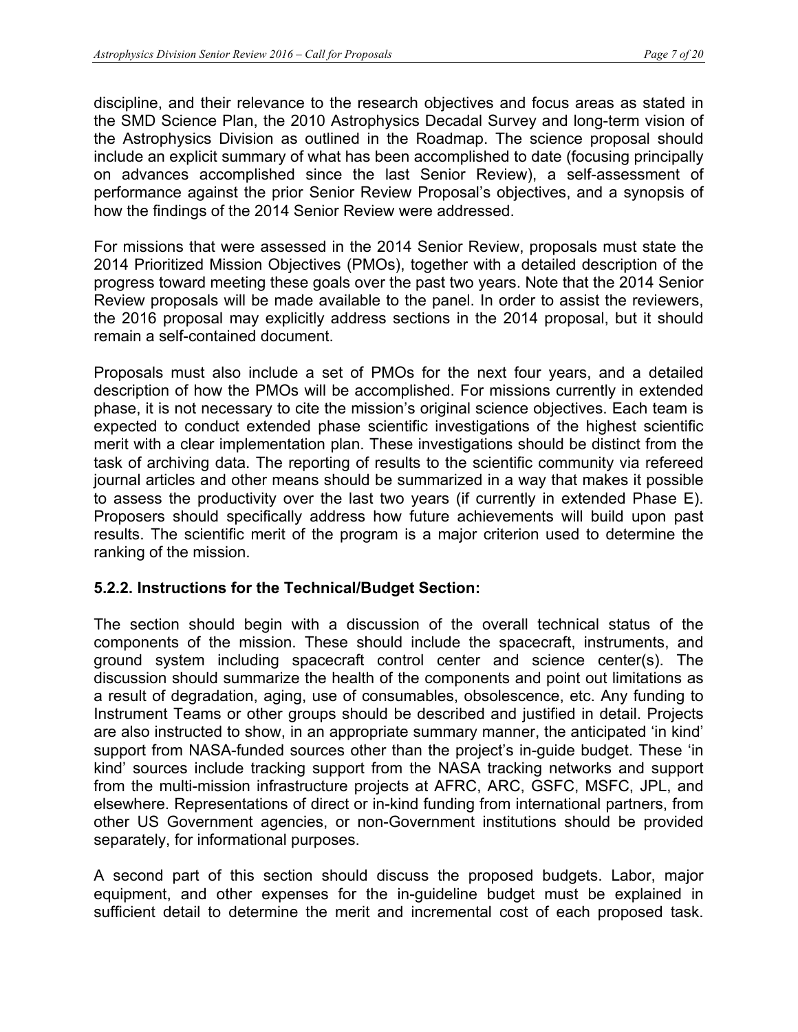discipline, and their relevance to the research objectives and focus areas as stated in the SMD Science Plan, the 2010 Astrophysics Decadal Survey and long-term vision of the Astrophysics Division as outlined in the Roadmap. The science proposal should include an explicit summary of what has been accomplished to date (focusing principally on advances accomplished since the last Senior Review), a self-assessment of performance against the prior Senior Review Proposal's objectives, and a synopsis of how the findings of the 2014 Senior Review were addressed.

For missions that were assessed in the 2014 Senior Review, proposals must state the 2014 Prioritized Mission Objectives (PMOs), together with a detailed description of the progress toward meeting these goals over the past two years. Note that the 2014 Senior Review proposals will be made available to the panel. In order to assist the reviewers, the 2016 proposal may explicitly address sections in the 2014 proposal, but it should remain a self-contained document.

Proposals must also include a set of PMOs for the next four years, and a detailed description of how the PMOs will be accomplished. For missions currently in extended phase, it is not necessary to cite the mission's original science objectives. Each team is expected to conduct extended phase scientific investigations of the highest scientific merit with a clear implementation plan. These investigations should be distinct from the task of archiving data. The reporting of results to the scientific community via refereed journal articles and other means should be summarized in a way that makes it possible to assess the productivity over the last two years (if currently in extended Phase E). Proposers should specifically address how future achievements will build upon past results. The scientific merit of the program is a major criterion used to determine the ranking of the mission.

### 5.2.2. Instructions for the Technical/Budget Section:

The section should begin with a discussion of the overall technical status of the components of the mission. These should include the spacecraft, instruments, and ground system including spacecraft control center and science center(s). The discussion should summarize the health of the components and point out limitations as a result of degradation, aging, use of consumables, obsolescence, etc. Any funding to Instrument Teams or other groups should be described and justified in detail. Projects are also instructed to show, in an appropriate summary manner, the anticipated 'in kind' support from NASA-funded sources other than the project's in-guide budget. These 'in kind' sources include tracking support from the NASA tracking networks and support from the multi-mission infrastructure projects at AFRC, ARC, GSFC, MSFC, JPL, and elsewhere. Representations of direct or in-kind funding from international partners, from other US Government agencies, or non-Government institutions should be provided separately, for informational purposes.

A second part of this section should discuss the proposed budgets. Labor, major equipment, and other expenses for the in-guideline budget must be explained in sufficient detail to determine the merit and incremental cost of each proposed task.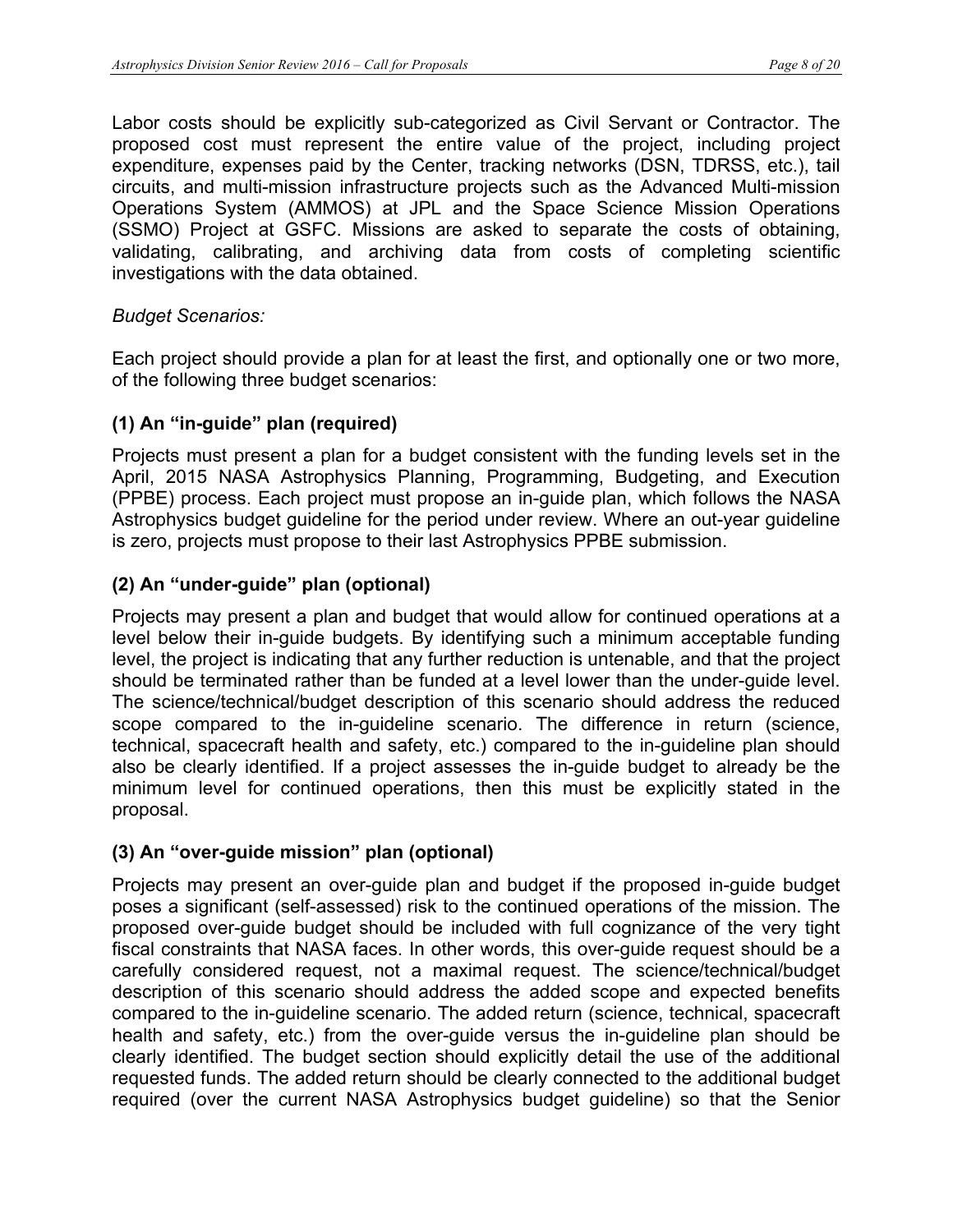Labor costs should be explicitly sub-categorized as Civil Servant or Contractor. The proposed cost must represent the entire value of the project, including project expenditure, expenses paid by the Center, tracking networks (DSN, TDRSS, etc.), tail circuits, and multi-mission infrastructure projects such as the Advanced Multi-mission Operations System (AMMOS) at JPL and the Space Science Mission Operations (SSMO) Project at GSFC. Missions are asked to separate the costs of obtaining, validating, calibrating, and archiving data from costs of completing scientific investigations with the data obtained.

*Budget Scenarios:*

Each project should provide a plan for at least the first, and optionally one or two more, of the following three budget scenarios:

### (1) An "in-guide" plan (required)

Projects must present a plan for a budget consistent with the funding levels set in the April, 2015 NASA Astrophysics Planning, Programming, Budgeting, and Execution (PPBE) process. Each project must propose an in-guide plan, which follows the NASA Astrophysics budget guideline for the period under review. Where an out-year guideline is zero, projects must propose to their last Astrophysics PPBE submission.

### (2) An "under-guide" plan (optional)

Projects may present a plan and budget that would allow for continued operations at a level below their in-guide budgets. By identifying such a minimum acceptable funding level, the project is indicating that any further reduction is untenable, and that the project should be terminated rather than be funded at a level lower than the under-guide level. The science/technical/budget description of this scenario should address the reduced scope compared to the in-guideline scenario. The difference in return (science, technical, spacecraft health and safety, etc.) compared to the in-guideline plan should also be clearly identified. If a project assesses the in-guide budget to already be the minimum level for continued operations, then this must be explicitly stated in the proposal.

### (3) An "over-guide mission" plan (optional)

Projects may present an over-guide plan and budget if the proposed in-guide budget poses a significant (self-assessed) risk to the continued operations of the mission. The proposed over-guide budget should be included with full cognizance of the very tight fiscal constraints that NASA faces. In other words, this over-guide request should be a carefully considered request, not a maximal request. The science/technical/budget description of this scenario should address the added scope and expected benefits compared to the in-guideline scenario. The added return (science, technical, spacecraft health and safety, etc.) from the over-guide versus the in-guideline plan should be clearly identified. The budget section should explicitly detail the use of the additional requested funds. The added return should be clearly connected to the additional budget required (over the current NASA Astrophysics budget guideline) so that the Senior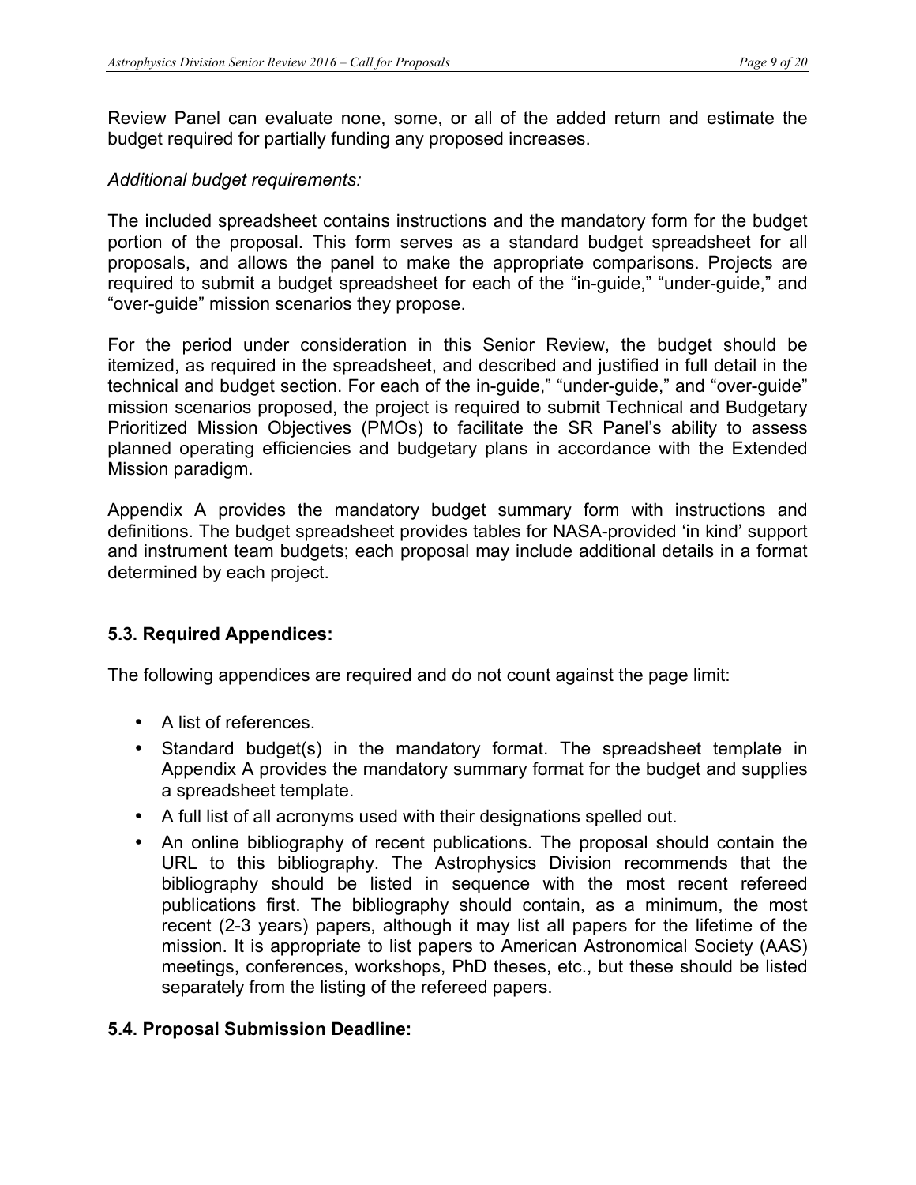Review Panel can evaluate none, some, or all of the added return and estimate the budget required for partially funding any proposed increases.

*Additional budget requirements:*

The included spreadsheet contains instructions and the mandatory form for the budget portion of the proposal. This form serves as a standard budget spreadsheet for all proposals, and allows the panel to make the appropriate comparisons. Projects are required to submit a budget spreadsheet for each of the “in-guide,” “under-guide,” and “over-guide” mission scenarios they propose.

For the period under consideration in this Senior Review, the budget should be itemized, as required in the spreadsheet, and described and justified in full detail in the technical and budget section. For each of the in-guide,” “under-guide,” and “over-guide” mission scenarios proposed, the project is required to submit Technical and Budgetary Prioritized Mission Objectives (PMOs) to facilitate the SR Panel’s ability to assess planned operating efficiencies and budgetary plans in accordance with the Extended Mission paradigm.

Appendix A provides the mandatory budget summary form with instructions and definitions. The budget spreadsheet provides tables for NASA-provided ‘in kind’ support and instrument team budgets; each proposal may include additional details in a format determined by each project.

### 5.3. Required Appendices:

The following appendices are required and do not count against the page limit:

- A list of references.
- Standard budget(s) in the mandatory format. The spreadsheet template in Appendix A provides the mandatory summary format for the budget and supplies a spreadsheet template.
- A full list of all acronyms used with their designations spelled out.
- An online bibliography of recent publications. The proposal should contain the URL to this bibliography. The Astrophysics Division recommends that the bibliography should be listed in sequence with the most recent refereed publications first. The bibliography should contain, as a minimum, the most recent (2-3 years) papers, although it may list all papers for the lifetime of the mission. It is appropriate to list papers to American Astronomical Society (AAS) meetings, conferences, workshops, PhD theses, etc., but these should be listed separately from the listing of the refereed papers.

### 5.4. Proposal Submission Deadline: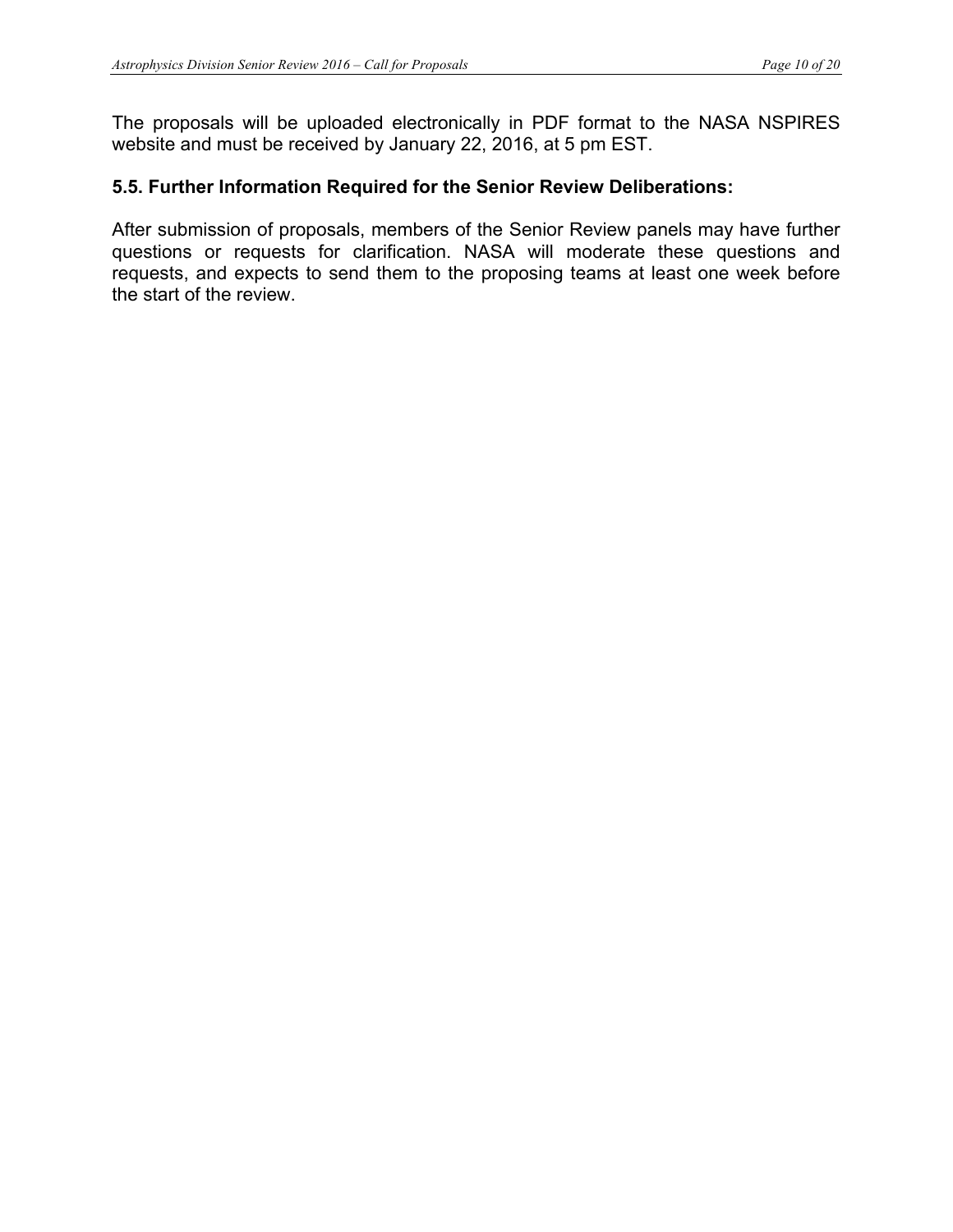The proposals will be uploaded electronically in PDF format to the NASA NSPIRES website and must be received by January 22, 2016, at 5 pm EST.

### 5.5. Further Information Required for the Senior Review Deliberations:

After submission of proposals, members of the Senior Review panels may have further questions or requests for clarification. NASA will moderate these questions and requests, and expects to send them to the proposing teams at least one week before the start of the review.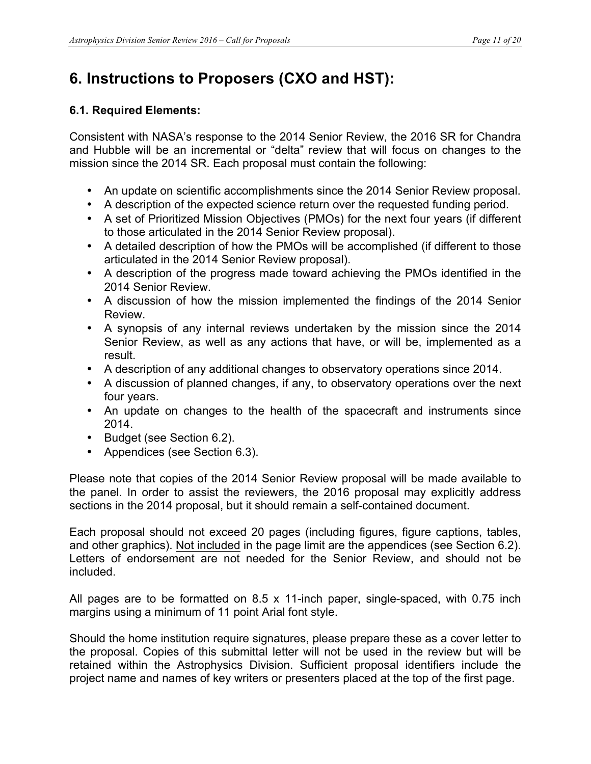# 6. Instructions to Proposers (CXO and HST):

## 6.1. Required Elements:

Consistent with NASA's response to the 2014 Senior Review, the 2016 SR for Chandra and Hubble will be an incremental or "delta" review that will focus on changes to the mission since the 2014 SR. Each proposal must contain the following:

- An update on scientific accomplishments since the 2014 Senior Review proposal.
- A description of the expected science return over the requested funding period.
- A set of Prioritized Mission Objectives (PMOs) for the next four years (if different to those articulated in the 2014 Senior Review proposal).
- A detailed description of how the PMOs will be accomplished (if different to those articulated in the 2014 Senior Review proposal).
- A description of the progress made toward achieving the PMOs identified in the 2014 Senior Review.
- A discussion of how the mission implemented the findings of the 2014 Senior Review.
- A synopsis of any internal reviews undertaken by the mission since the 2014 Senior Review, as well as any actions that have, or will be, implemented as a result.
- A description of any additional changes to observatory operations since 2014.
- A discussion of planned changes, if any, to observatory operations over the next four years.
- An update on changes to the health of the spacecraft and instruments since 2014.
- Budget (see Section 6.2).
- Appendices (see Section 6.3).

Please note that copies of the 2014 Senior Review proposal will be made available to the panel. In order to assist the reviewers, the 2016 proposal may explicitly address sections in the 2014 proposal, but it should remain a self-contained document.

Each proposal should not exceed 20 pages (including figures, figure captions, tables, and other graphics). Not included in the page limit are the appendices (see Section 6.2). Letters of endorsement are not needed for the Senior Review, and should not be included.

All pages are to be formatted on 8.5 x 11-inch paper, single-spaced, with 0.75 inch margins using a minimum of 11 point Arial font style.

Should the home institution require signatures, please prepare these as a cover letter to the proposal. Copies of this submittal letter will not be used in the review but will be retained within the Astrophysics Division. Sufficient proposal identifiers include the project name and names of key writers or presenters placed at the top of the first page.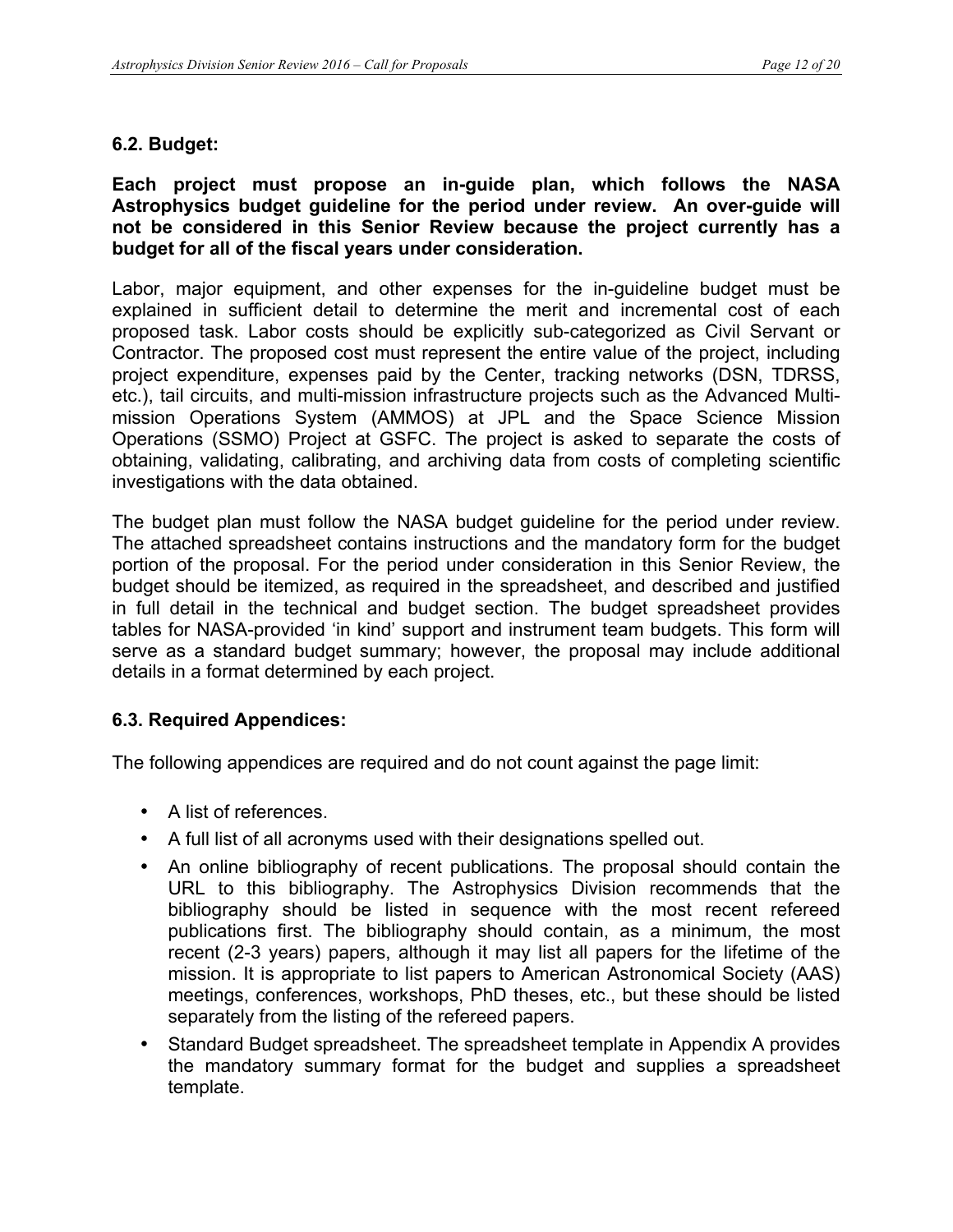### 6.2. Budget:

**Each project must propose an in-guide plan, which follows the NASA Astrophysics budget guideline for the period under review. An over-guide will not be considered in this Senior Review because the project currently has a budget for all of the fiscal years under consideration.**

Labor, major equipment, and other expenses for the in-guideline budget must be explained in sufficient detail to determine the merit and incremental cost of each proposed task. Labor costs should be explicitly sub-categorized as Civil Servant or Contractor. The proposed cost must represent the entire value of the project, including project expenditure, expenses paid by the Center, tracking networks (DSN, TDRSS, etc.), tail circuits, and multi-mission infrastructure projects such as the Advanced Multi-mission Operations System (AMMOS) at JPL and the Space Science Mission Operations (SSMO) Project at GSFC. The project is asked to separate the costs of obtaining, validating, calibrating, and archiving data from costs of completing scientific investigations with the data obtained.

The budget plan must follow the NASA budget guideline for the period under review. The attached spreadsheet contains instructions and the mandatory form for the budget portion of the proposal. For the period under consideration in this Senior Review, the budget should be itemized, as required in the spreadsheet, and described and justified in full detail in the technical and budget section. The budget spreadsheet provides tables for NASA-provided 'in kind' support and instrument team budgets. This form will serve as a standard budget summary; however, the proposal may include additional details in a format determined by each project.

### 6.3. Required Appendices:

The following appendices are required and do not count against the page limit:

- A list of references.
- A full list of all acronyms used with their designations spelled out.
- An online bibliography of recent publications. The proposal should contain the URL to this bibliography. The Astrophysics Division recommends that the bibliography should be listed in sequence with the most recent refereed publications first. The bibliography should contain, as a minimum, the most recent (2-3 years) papers, although it may list all papers for the lifetime of the mission. It is appropriate to list papers to American Astronomical Society (AAS) meetings, conferences, workshops, PhD theses, etc., but these should be listed separately from the listing of the refereed papers.
- Standard Budget spreadsheet. The spreadsheet template in Appendix A provides the mandatory summary format for the budget and supplies a spreadsheet template.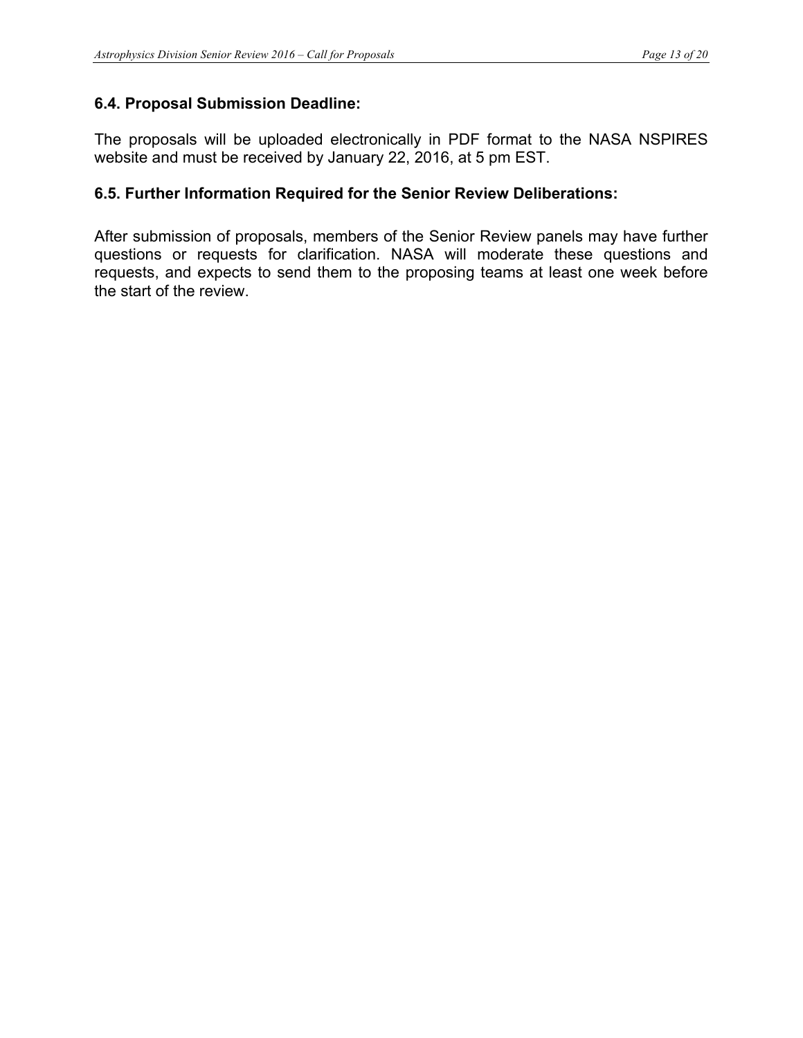### 6.4. Proposal Submission Deadline:

The proposals will be uploaded electronically in PDF format to the NASA NSPIRES website and must be received by January 22, 2016, at 5 pm EST.

### 6.5. Further Information Required for the Senior Review Deliberations:

After submission of proposals, members of the Senior Review panels may have further questions or requests for clarification. NASA will moderate these questions and requests, and expects to send them to the proposing teams at least one week before the start of the review.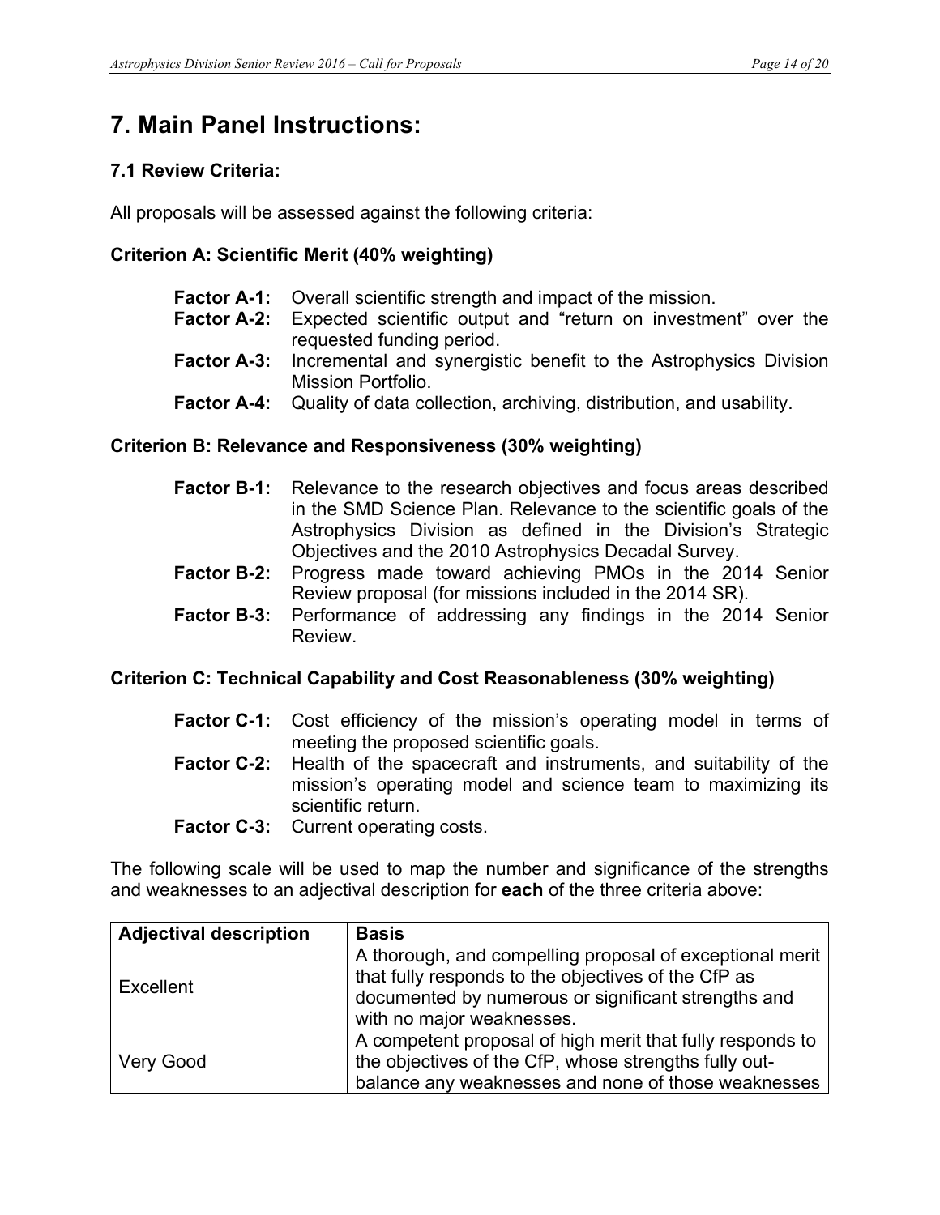# 7. Main Panel Instructions:

### 7.1 Review Criteria:

All proposals will be assessed against the following criteria:

**Criterion A: Scientific Merit (40% weighting)**

- **Factor A-1:** Overall scientific strength and impact of the mission.
- **Factor A-2:** Expected scientific output and "return on investment" over the requested funding period.
- **Factor A-3:** Incremental and synergistic benefit to the Astrophysics Division Mission Portfolio.
- **Factor A-4:** Quality of data collection, archiving, distribution, and usability.

**Criterion B: Relevance and Responsiveness (30% weighting)**

- **Factor B-1:** Relevance to the research objectives and focus areas described in the SMD Science Plan. Relevance to the scientific goals of the Astrophysics Division as defined in the Division's Strategic Objectives and the 2010 Astrophysics Decadal Survey.
- **Factor B-2:** Progress made toward achieving PMOs in the 2014 Senior Review proposal (for missions included in the 2014 SR).
- **Factor B-3:** Performance of addressing any findings in the 2014 Senior Review.

**Criterion C: Technical Capability and Cost Reasonableness (30% weighting)**

- **Factor C-1:** Cost efficiency of the mission's operating model in terms of meeting the proposed scientific goals.
- **Factor C-2:** Health of the spacecraft and instruments, and suitability of the mission's operating model and science team to maximizing its scientific return.
- **Factor C-3:** Current operating costs.

The following scale will be used to map the number and significance of the strengths and weaknesses to an adjectival description for **each** of the three criteria above:

| Adjectival description | Basis |
|---|---|
| Excellent | A thorough, and compelling proposal of exceptional merit that fully responds to the objectives of the CfP as documented by numerous or significant strengths and with no major weaknesses. |
| Very Good | A competent proposal of high merit that fully responds to the objectives of the CfP, whose strengths fully out-balance any weaknesses and none of those weaknesses |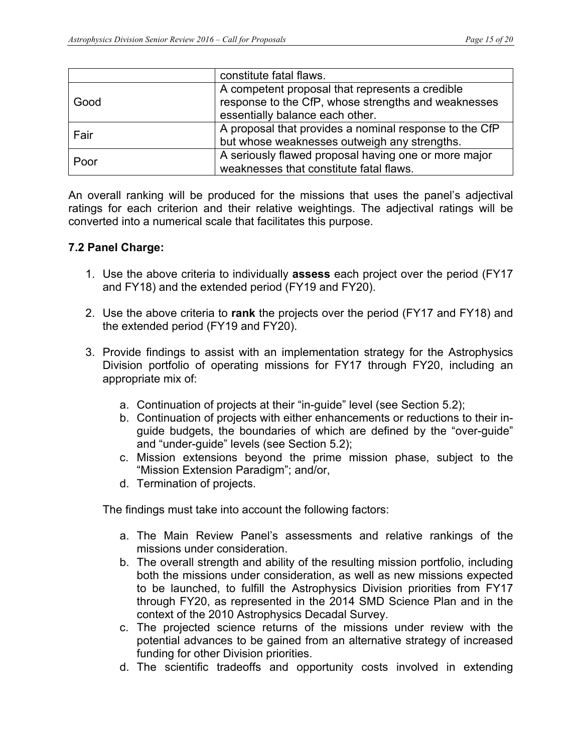| | |
|---|---|
| | constitute fatal flaws. |
| Good | A competent proposal that represents a credible response to the CfP, whose strengths and weaknesses essentially balance each other. |
| Fair | A proposal that provides a nominal response to the CfP but whose weaknesses outweigh any strengths. |
| Poor | A seriously flawed proposal having one or more major weaknesses that constitute fatal flaws. |

An overall ranking will be produced for the missions that uses the panel's adjectival ratings for each criterion and their relative weightings. The adjectival ratings will be converted into a numerical scale that facilitates this purpose.

### 7.2 Panel Charge:

1. Use the above criteria to individually **assess** each project over the period (FY17 and FY18) and the extended period (FY19 and FY20).

2. Use the above criteria to **rank** the projects over the period (FY17 and FY18) and the extended period (FY19 and FY20).

3. Provide findings to assist with an implementation strategy for the Astrophysics Division portfolio of operating missions for FY17 through FY20, including an appropriate mix of:

    a. Continuation of projects at their "in-guide" level (see Section 5.2);
    b. Continuation of projects with either enhancements or reductions to their in-guide budgets, the boundaries of which are defined by the "over-guide" and "under-guide" levels (see Section 5.2);
    c. Mission extensions beyond the prime mission phase, subject to the "Mission Extension Paradigm"; and/or,
    d. Termination of projects.

    The findings must take into account the following factors:

    a. The Main Review Panel's assessments and relative rankings of the missions under consideration.
    b. The overall strength and ability of the resulting mission portfolio, including both the missions under consideration, as well as new missions expected to be launched, to fulfill the Astrophysics Division priorities from FY17 through FY20, as represented in the 2014 SMD Science Plan and in the context of the 2010 Astrophysics Decadal Survey.
    c. The projected science returns of the missions under review with the potential advances to be gained from an alternative strategy of increased funding for other Division priorities.
    d. The scientific tradeoffs and opportunity costs involved in extending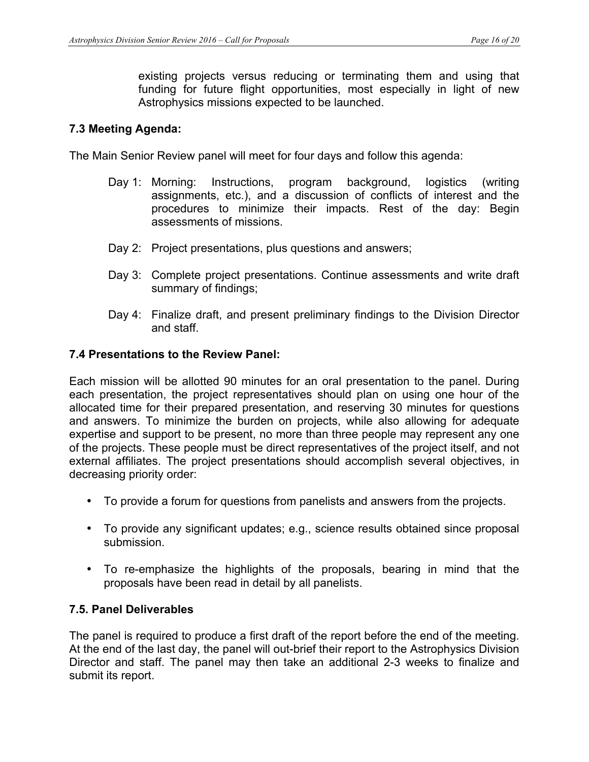existing projects versus reducing or terminating them and using that funding for future flight opportunities, most especially in light of new Astrophysics missions expected to be launched.

### 7.3 Meeting Agenda:

The Main Senior Review panel will meet for four days and follow this agenda:

Day 1: Morning: Instructions, program background, logistics (writing assignments, etc.), and a discussion of conflicts of interest and the procedures to minimize their impacts. Rest of the day: Begin assessments of missions.

Day 2: Project presentations, plus questions and answers;

Day 3: Complete project presentations. Continue assessments and write draft summary of findings;

Day 4: Finalize draft, and present preliminary findings to the Division Director and staff.

### 7.4 Presentations to the Review Panel:

Each mission will be allotted 90 minutes for an oral presentation to the panel. During each presentation, the project representatives should plan on using one hour of the allocated time for their prepared presentation, and reserving 30 minutes for questions and answers. To minimize the burden on projects, while also allowing for adequate expertise and support to be present, no more than three people may represent any one of the projects. These people must be direct representatives of the project itself, and not external affiliates. The project presentations should accomplish several objectives, in decreasing priority order:

- To provide a forum for questions from panelists and answers from the projects.
- To provide any significant updates; e.g., science results obtained since proposal submission.
- To re-emphasize the highlights of the proposals, bearing in mind that the proposals have been read in detail by all panelists.

### 7.5. Panel Deliverables

The panel is required to produce a first draft of the report before the end of the meeting. At the end of the last day, the panel will out-brief their report to the Astrophysics Division Director and staff. The panel may then take an additional 2-3 weeks to finalize and submit its report.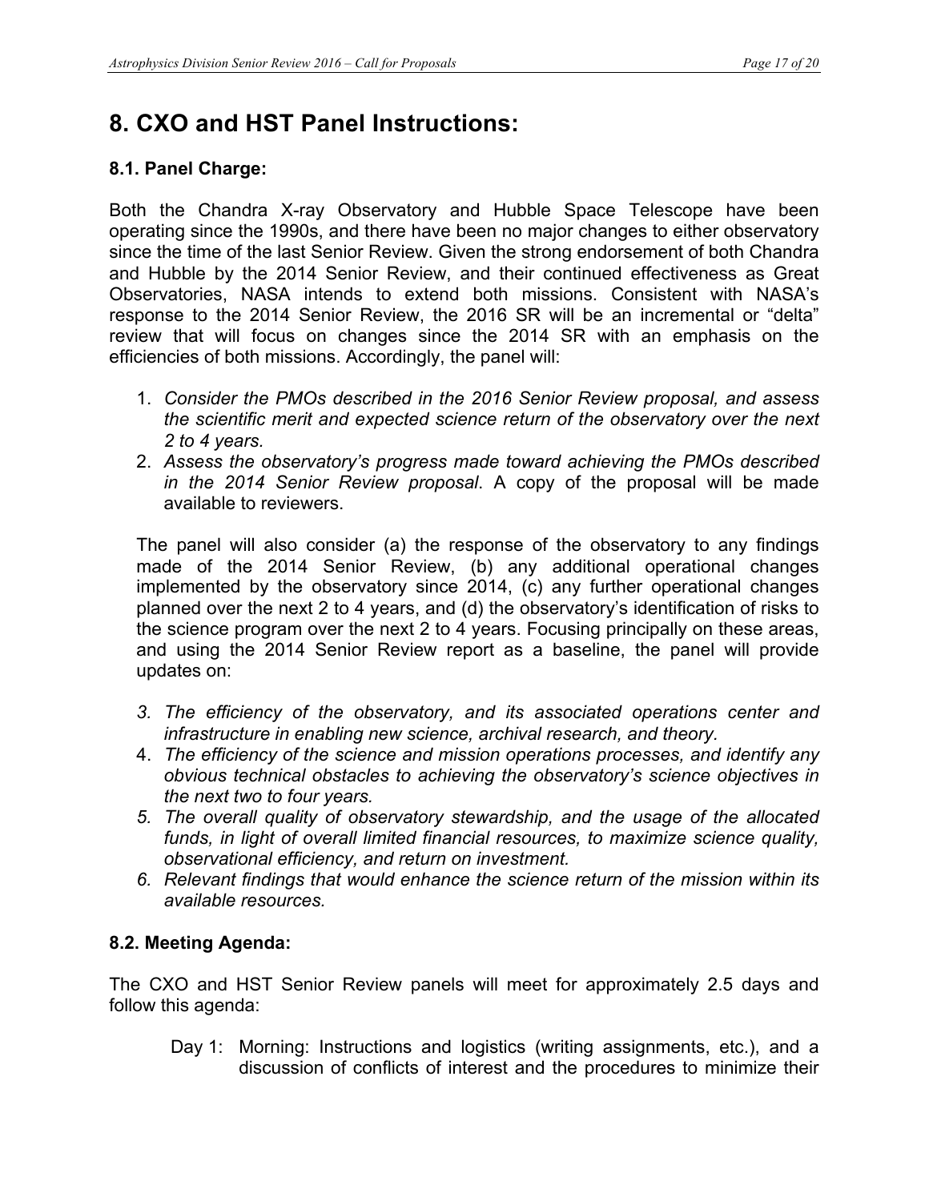# 8. CXO and HST Panel Instructions:

## 8.1. Panel Charge:

Both the Chandra X-ray Observatory and Hubble Space Telescope have been operating since the 1990s, and there have been no major changes to either observatory since the time of the last Senior Review. Given the strong endorsement of both Chandra and Hubble by the 2014 Senior Review, and their continued effectiveness as Great Observatories, NASA intends to extend both missions. Consistent with NASA's response to the 2014 Senior Review, the 2016 SR will be an incremental or "delta" review that will focus on changes since the 2014 SR with an emphasis on the efficiencies of both missions. Accordingly, the panel will:

1. *Consider the PMOs described in the 2016 Senior Review proposal, and assess the scientific merit and expected science return of the observatory over the next 2 to 4 years.*
2. *Assess the observatory's progress made toward achieving the PMOs described in the 2014 Senior Review proposal*. A copy of the proposal will be made available to reviewers.

The panel will also consider (a) the response of the observatory to any findings made of the 2014 Senior Review, (b) any additional operational changes implemented by the observatory since 2014, (c) any further operational changes planned over the next 2 to 4 years, and (d) the observatory's identification of risks to the science program over the next 2 to 4 years. Focusing principally on these areas, and using the 2014 Senior Review report as a baseline, the panel will provide updates on:

3. *The efficiency of the observatory, and its associated operations center and infrastructure in enabling new science, archival research, and theory.*
4. *The efficiency of the science and mission operations processes, and identify any obvious technical obstacles to achieving the observatory's science objectives in the next two to four years.*
5. *The overall quality of observatory stewardship, and the usage of the allocated funds, in light of overall limited financial resources, to maximize science quality, observational efficiency, and return on investment.*
6. *Relevant findings that would enhance the science return of the mission within its available resources.*

## 8.2. Meeting Agenda:

The CXO and HST Senior Review panels will meet for approximately 2.5 days and follow this agenda:

Day 1: Morning: Instructions and logistics (writing assignments, etc.), and a discussion of conflicts of interest and the procedures to minimize their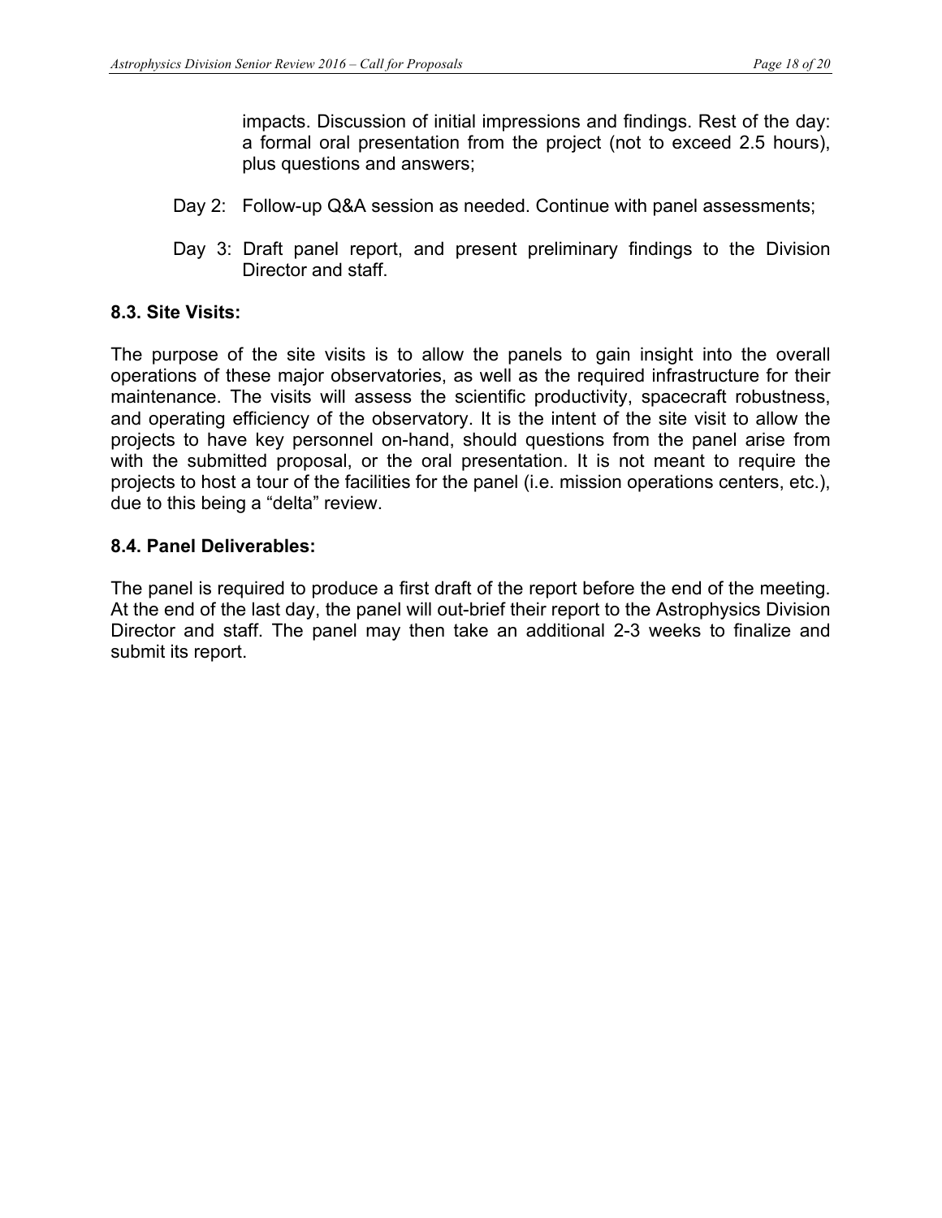impacts. Discussion of initial impressions and findings. Rest of the day: a formal oral presentation from the project (not to exceed 2.5 hours), plus questions and answers;

Day 2: Follow-up Q&A session as needed. Continue with panel assessments;

Day 3: Draft panel report, and present preliminary findings to the Division Director and staff.

### 8.3. Site Visits:

The purpose of the site visits is to allow the panels to gain insight into the overall operations of these major observatories, as well as the required infrastructure for their maintenance. The visits will assess the scientific productivity, spacecraft robustness, and operating efficiency of the observatory. It is the intent of the site visit to allow the projects to have key personnel on-hand, should questions from the panel arise from with the submitted proposal, or the oral presentation. It is not meant to require the projects to host a tour of the facilities for the panel (i.e. mission operations centers, etc.), due to this being a "delta" review.

### 8.4. Panel Deliverables:

The panel is required to produce a first draft of the report before the end of the meeting. At the end of the last day, the panel will out-brief their report to the Astrophysics Division Director and staff. The panel may then take an additional 2-3 weeks to finalize and submit its report.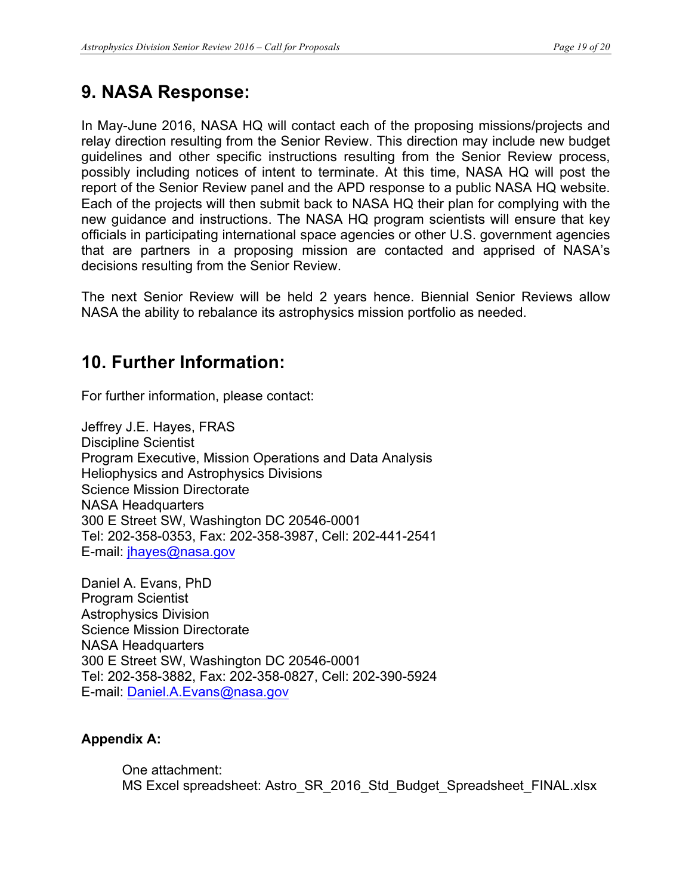## 9. NASA Response:

In May-June 2016, NASA HQ will contact each of the proposing missions/projects and relay direction resulting from the Senior Review. This direction may include new budget guidelines and other specific instructions resulting from the Senior Review process, possibly including notices of intent to terminate. At this time, NASA HQ will post the report of the Senior Review panel and the APD response to a public NASA HQ website. Each of the projects will then submit back to NASA HQ their plan for complying with the new guidance and instructions. The NASA HQ program scientists will ensure that key officials in participating international space agencies or other U.S. government agencies that are partners in a proposing mission are contacted and apprised of NASA's decisions resulting from the Senior Review.

The next Senior Review will be held 2 years hence. Biennial Senior Reviews allow NASA the ability to rebalance its astrophysics mission portfolio as needed.

## 10. Further Information:

For further information, please contact:

Jeffrey J.E. Hayes, FRAS
Discipline Scientist
Program Executive, Mission Operations and Data Analysis
Heliophysics and Astrophysics Divisions
Science Mission Directorate
NASA Headquarters
300 E Street SW, Washington DC 20546-0001
Tel: 202-358-0353, Fax: 202-358-3987, Cell: 202-441-2541
E-mail: jhayes@nasa.gov

Daniel A. Evans, PhD
Program Scientist
Astrophysics Division
Science Mission Directorate
NASA Headquarters
300 E Street SW, Washington DC 20546-0001
Tel: 202-358-3882, Fax: 202-358-0827, Cell: 202-390-5924
E-mail: Daniel.A.Evans@nasa.gov

**Appendix A:**

One attachment:
MS Excel spreadsheet: Astro_SR_2016_Std_Budget_Spreadsheet_FINAL.xlsx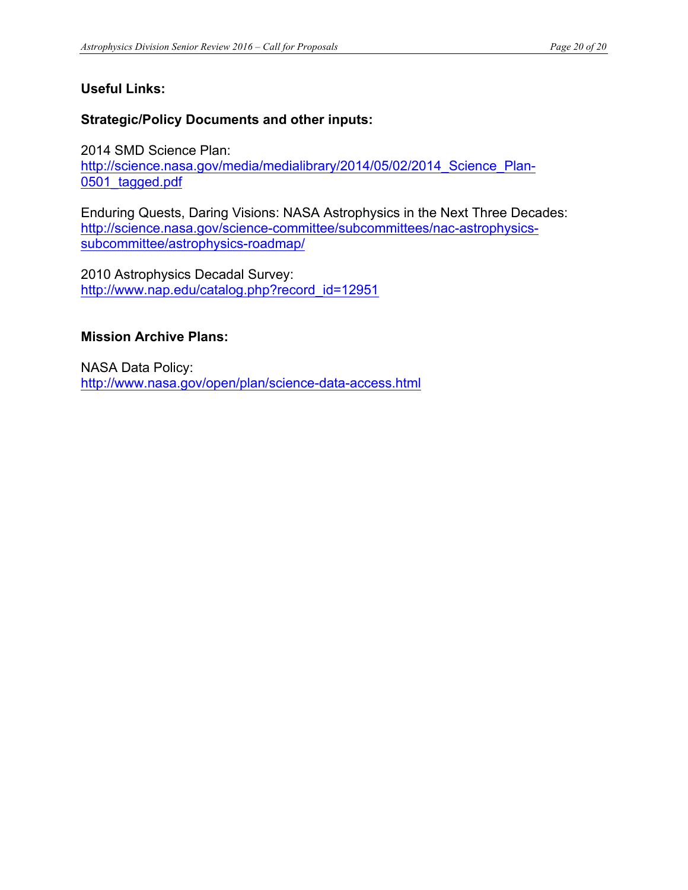**Useful Links:**

**Strategic/Policy Documents and other inputs:**

2014 SMD Science Plan:
http://science.nasa.gov/media/medialibrary/2014/05/02/2014_Science_Plan-0501_tagged.pdf

Enduring Quests, Daring Visions: NASA Astrophysics in the Next Three Decades:
http://science.nasa.gov/science-committee/subcommittees/nac-astrophysics-subcommittee/astrophysics-roadmap/

2010 Astrophysics Decadal Survey:
http://www.nap.edu/catalog.php?record_id=12951

**Mission Archive Plans:**

NASA Data Policy:
http://www.nasa.gov/open/plan/science-data-access.html